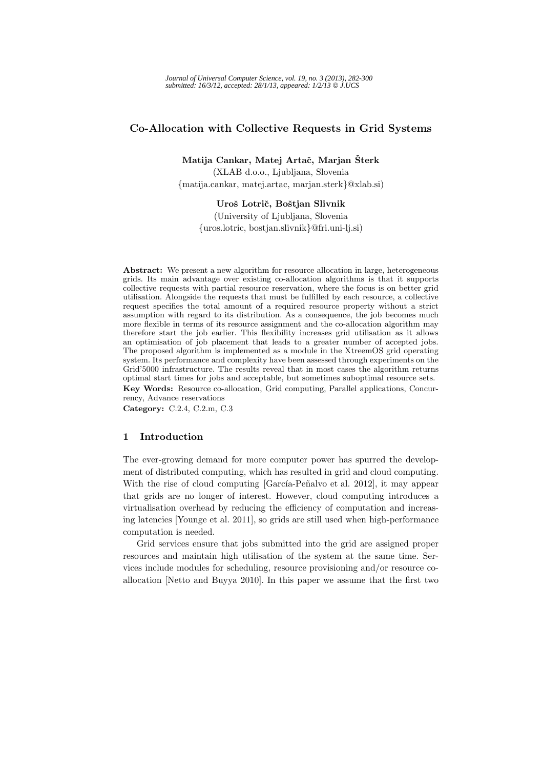# Co-Allocation with Collective Requests in Grid Systems

**Matija Cankar, Matej Artač, Marjan Šterk**
(XLAB d.o.o., Ljubljana, Slovenia
{matija.cankar, matej.artac, marjan.sterk}@xlab.si)

**Uroš Lotrič, Boštjan Slivnik**
(University of Ljubljana, Slovenia
{uros.lotric, bostjan.slivnik}@fri.uni-lj.si)

**Abstract:** We present a new algorithm for resource allocation in large, heterogeneous grids. Its main advantage over existing co-allocation algorithms is that it supports collective requests with partial resource reservation, where the focus is on better grid utilisation. Alongside the requests that must be fulfilled by each resource, a collective request specifies the total amount of a required resource property without a strict assumption with regard to its distribution. As a consequence, the job becomes much more flexible in terms of its resource assignment and the co-allocation algorithm may therefore start the job earlier. This flexibility increases grid utilisation as it allows an optimisation of job placement that leads to a greater number of accepted jobs. The proposed algorithm is implemented as a module in the XtreemOS grid operating system. Its performance and complexity have been assessed through experiments on the Grid'5000 infrastructure. The results reveal that in most cases the algorithm returns optimal start times for jobs and acceptable, but sometimes suboptimal resource sets.

**Key Words:** Resource co-allocation, Grid computing, Parallel applications, Concurrency, Advance reservations

**Category:** C.2.4, C.2.m, C.3

## 1 Introduction

The ever-growing demand for more computer power has spurred the development of distributed computing, which has resulted in grid and cloud computing. With the rise of cloud computing [García-Peñalvo et al. 2012], it may appear that grids are no longer of interest. However, cloud computing introduces a virtualisation overhead by reducing the efficiency of computation and increasing latencies [Younge et al. 2011], so grids are still used when high-performance computation is needed.

Grid services ensure that jobs submitted into the grid are assigned proper resources and maintain high utilisation of the system at the same time. Services include modules for scheduling, resource provisioning and/or resource co-allocation [Netto and Buyya 2010]. In this paper we assume that the first two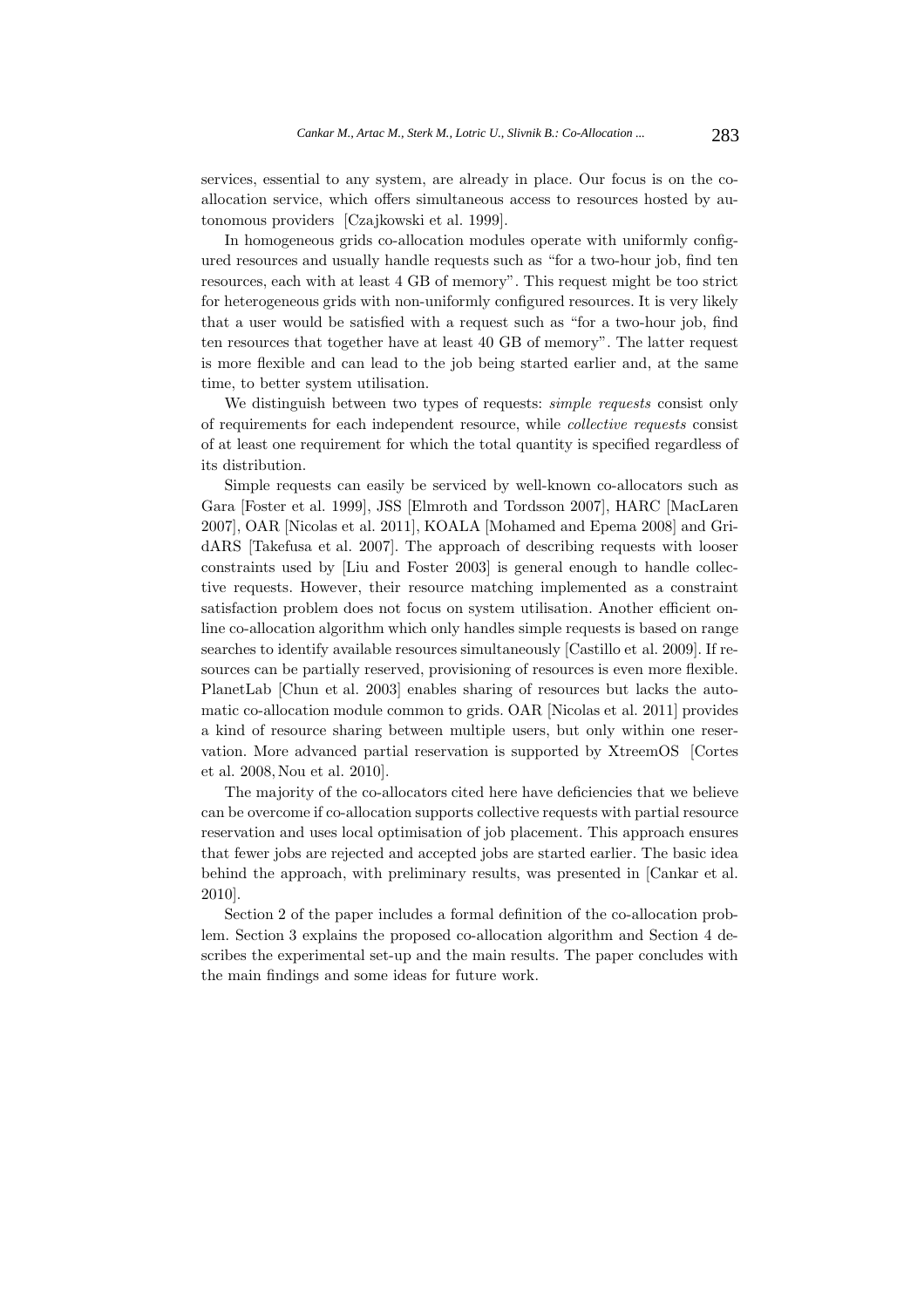services, essential to any system, are already in place. Our focus is on the co-allocation service, which offers simultaneous access to resources hosted by autonomous providers [Czajkowski et al. 1999].

In homogeneous grids co-allocation modules operate with uniformly configured resources and usually handle requests such as "for a two-hour job, find ten resources, each with at least 4 GB of memory". This request might be too strict for heterogeneous grids with non-uniformly configured resources. It is very likely that a user would be satisfied with a request such as "for a two-hour job, find ten resources that together have at least 40 GB of memory". The latter request is more flexible and can lead to the job being started earlier and, at the same time, to better system utilisation.

We distinguish between two types of requests: *simple requests* consist only of requirements for each independent resource, while *collective requests* consist of at least one requirement for which the total quantity is specified regardless of its distribution.

Simple requests can easily be serviced by well-known co-allocators such as Gara [Foster et al. 1999], JSS [Elmroth and Tordsson 2007], HARC [MacLaren 2007], OAR [Nicolas et al. 2011], KOALA [Mohamed and Epema 2008] and GridARS [Takefusa et al. 2007]. The approach of describing requests with looser constraints used by [Liu and Foster 2003] is general enough to handle collective requests. However, their resource matching implemented as a constraint satisfaction problem does not focus on system utilisation. Another efficient online co-allocation algorithm which only handles simple requests is based on range searches to identify available resources simultaneously [Castillo et al. 2009]. If resources can be partially reserved, provisioning of resources is even more flexible. PlanetLab [Chun et al. 2003] enables sharing of resources but lacks the automatic co-allocation module common to grids. OAR [Nicolas et al. 2011] provides a kind of resource sharing between multiple users, but only within one reservation. More advanced partial reservation is supported by XtreemOS [Cortes et al. 2008, Nou et al. 2010].

The majority of the co-allocators cited here have deficiencies that we believe can be overcome if co-allocation supports collective requests with partial resource reservation and uses local optimisation of job placement. This approach ensures that fewer jobs are rejected and accepted jobs are started earlier. The basic idea behind the approach, with preliminary results, was presented in [Cankar et al. 2010].

Section 2 of the paper includes a formal definition of the co-allocation problem. Section 3 explains the proposed co-allocation algorithm and Section 4 describes the experimental set-up and the main results. The paper concludes with the main findings and some ideas for future work.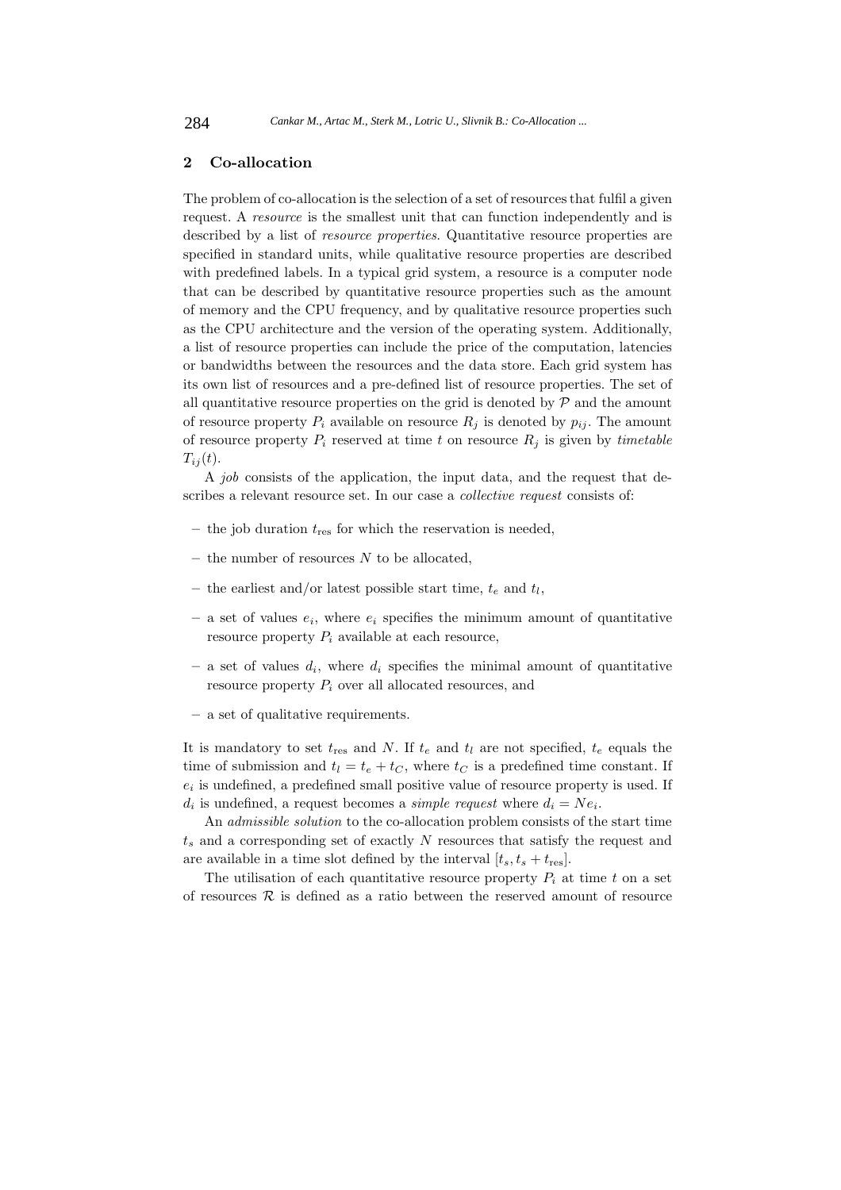## 2 Co-allocation

The problem of co-allocation is the selection of a set of resources that fulfil a given request. A *resource* is the smallest unit that can function independently and is described by a list of *resource properties*. Quantitative resource properties are specified in standard units, while qualitative resource properties are described with predefined labels. In a typical grid system, a resource is a computer node that can be described by quantitative resource properties such as the amount of memory and the CPU frequency, and by qualitative resource properties such as the CPU architecture and the version of the operating system. Additionally, a list of resource properties can include the price of the computation, latencies or bandwidths between the resources and the data store. Each grid system has its own list of resources and a pre-defined list of resource properties. The set of all quantitative resource properties on the grid is denoted by $\mathcal{P}$ and the amount of resource property $P_i$ available on resource $R_j$ is denoted by $p_{ij}$. The amount of resource property $P_i$ reserved at time $t$ on resource $R_j$ is given by *timetable* $T_{ij}(t)$.

A *job* consists of the application, the input data, and the request that describes a relevant resource set. In our case a *collective request* consists of:

- the job duration $t_{\text{res}}$ for which the reservation is needed,
- the number of resources $N$ to be allocated,
- the earliest and/or latest possible start time, $t_e$ and $t_l$,
- a set of values $e_i$, where $e_i$ specifies the minimum amount of quantitative resource property $P_i$ available at each resource,
- a set of values $d_i$, where $d_i$ specifies the minimal amount of quantitative resource property $P_i$ over all allocated resources, and
- a set of qualitative requirements.

It is mandatory to set $t_{\text{res}}$ and $N$. If $t_e$ and $t_l$ are not specified, $t_e$ equals the time of submission and $t_l = t_e + t_C$, where $t_C$ is a predefined time constant. If $e_i$ is undefined, a predefined small positive value of resource property is used. If $d_i$ is undefined, a request becomes a *simple request* where $d_i = Ne_i$.

An *admissible solution* to the co-allocation problem consists of the start time $t_s$ and a corresponding set of exactly $N$ resources that satisfy the request and are available in a time slot defined by the interval $[t_s, t_s + t_{\text{res}}]$.

The utilisation of each quantitative resource property $P_i$ at time $t$ on a set of resources $\mathcal{R}$ is defined as a ratio between the reserved amount of resource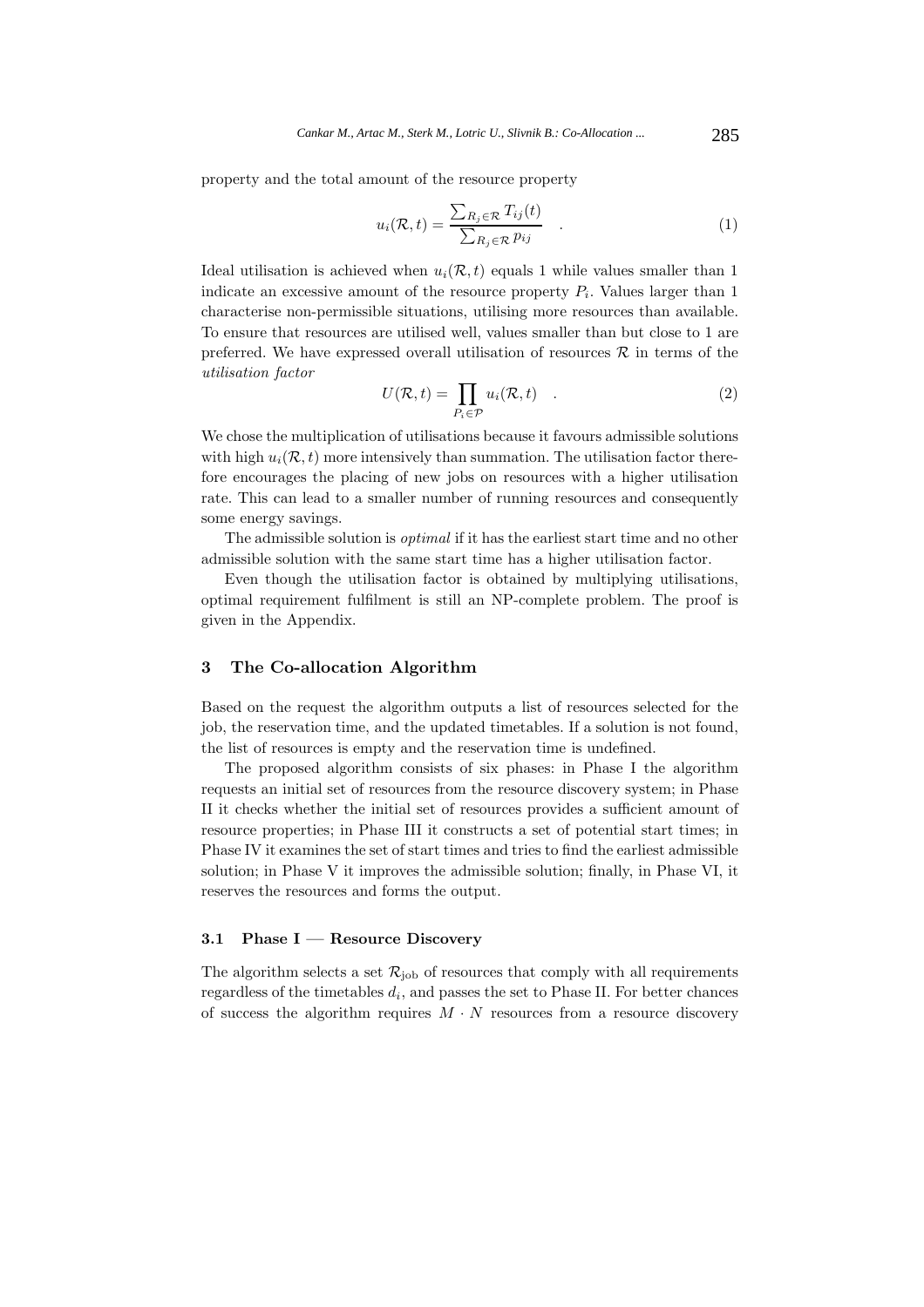property and the total amount of the resource property

$$u_i(\mathcal{R}, t) = \frac{\sum_{R_j \in \mathcal{R}} T_{ij}(t)}{\sum_{R_j \in \mathcal{R}} p_{ij}} \quad . \tag{1}$$

Ideal utilisation is achieved when $u_i(\mathcal{R}, t)$ equals 1 while values smaller than 1 indicate an excessive amount of the resource property $P_i$. Values larger than 1 characterise non-permissible situations, utilising more resources than available. To ensure that resources are utilised well, values smaller than but close to 1 are preferred. We have expressed overall utilisation of resources $\mathcal{R}$ in terms of the *utilisation factor*

$$U(\mathcal{R}, t) = \prod_{P_i \in \mathcal{P}} u_i(\mathcal{R}, t) \quad . \tag{2}$$

We chose the multiplication of utilisations because it favours admissible solutions with high $u_i(\mathcal{R}, t)$ more intensively than summation. The utilisation factor therefore encourages the placing of new jobs on resources with a higher utilisation rate. This can lead to a smaller number of running resources and consequently some energy savings.

The admissible solution is *optimal* if it has the earliest start time and no other admissible solution with the same start time has a higher utilisation factor.

Even though the utilisation factor is obtained by multiplying utilisations, optimal requirement fulfilment is still an NP-complete problem. The proof is given in the Appendix.

## 3 The Co-allocation Algorithm

Based on the request the algorithm outputs a list of resources selected for the job, the reservation time, and the updated timetables. If a solution is not found, the list of resources is empty and the reservation time is undefined.

The proposed algorithm consists of six phases: in Phase I the algorithm requests an initial set of resources from the resource discovery system; in Phase II it checks whether the initial set of resources provides a sufficient amount of resource properties; in Phase III it constructs a set of potential start times; in Phase IV it examines the set of start times and tries to find the earliest admissible solution; in Phase V it improves the admissible solution; finally, in Phase VI, it reserves the resources and forms the output.

### 3.1 Phase I — Resource Discovery

The algorithm selects a set $\mathcal{R}_{\text{job}}$ of resources that comply with all requirements regardless of the timetables $d_i$, and passes the set to Phase II. For better chances of success the algorithm requires $M \cdot N$ resources from a resource discovery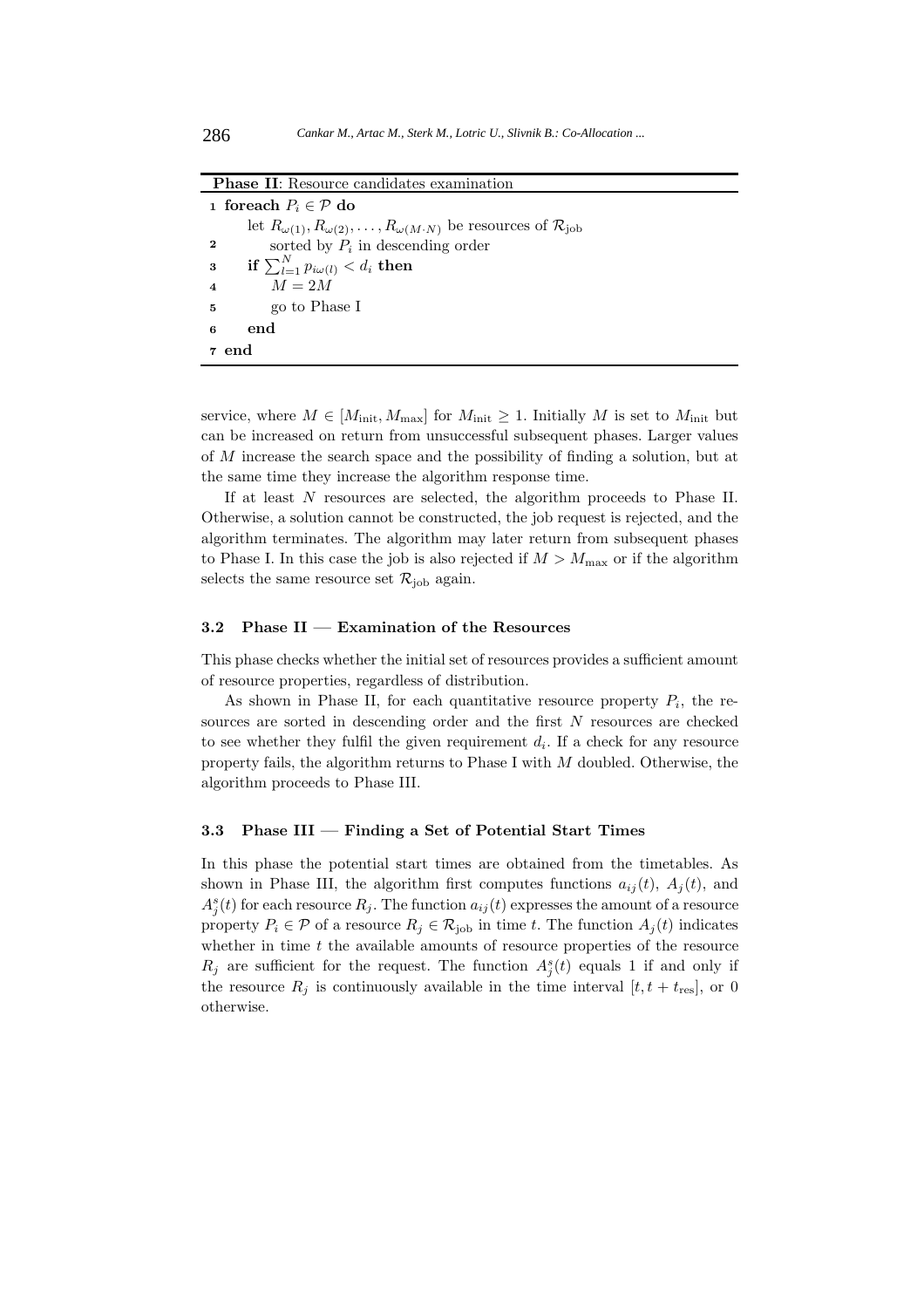**Phase II**: Resource candidates examination

```
1 foreach P_i ∈ 𝒫 do
      let R_ω(1), R_ω(2), ..., R_ω(M·N) be resources of ℛ_job
2         sorted by P_i in descending order
3     if Σ_{l=1}^{N} p_iω(l) < d_i then
4         M = 2M
5         go to Phase I
6     end
7 end
```

service, where $M \in [M_{\text{init}}, M_{\max}]$ for $M_{\text{init}} \geq 1$. Initially $M$ is set to $M_{\text{init}}$ but can be increased on return from unsuccessful subsequent phases. Larger values of $M$ increase the search space and the possibility of finding a solution, but at the same time they increase the algorithm response time.

If at least $N$ resources are selected, the algorithm proceeds to Phase II. Otherwise, a solution cannot be constructed, the job request is rejected, and the algorithm terminates. The algorithm may later return from subsequent phases to Phase I. In this case the job is also rejected if $M > M_{\max}$ or if the algorithm selects the same resource set $\mathcal{R}_{\text{job}}$ again.

### 3.2 Phase II — Examination of the Resources

This phase checks whether the initial set of resources provides a sufficient amount of resource properties, regardless of distribution.

As shown in Phase II, for each quantitative resource property $P_i$, the resources are sorted in descending order and the first $N$ resources are checked to see whether they fulfil the given requirement $d_i$. If a check for any resource property fails, the algorithm returns to Phase I with $M$ doubled. Otherwise, the algorithm proceeds to Phase III.

### 3.3 Phase III — Finding a Set of Potential Start Times

In this phase the potential start times are obtained from the timetables. As shown in Phase III, the algorithm first computes functions $a_{ij}(t)$, $A_j(t)$, and $A_j^s(t)$ for each resource $R_j$. The function $a_{ij}(t)$ expresses the amount of a resource property $P_i \in \mathcal{P}$ of a resource $R_j \in \mathcal{R}_{\text{job}}$ in time $t$. The function $A_j(t)$ indicates whether in time $t$ the available amounts of resource properties of the resource $R_j$ are sufficient for the request. The function $A_j^s(t)$ equals 1 if and only if the resource $R_j$ is continuously available in the time interval $[t, t + t_{\text{res}}]$, or 0 otherwise.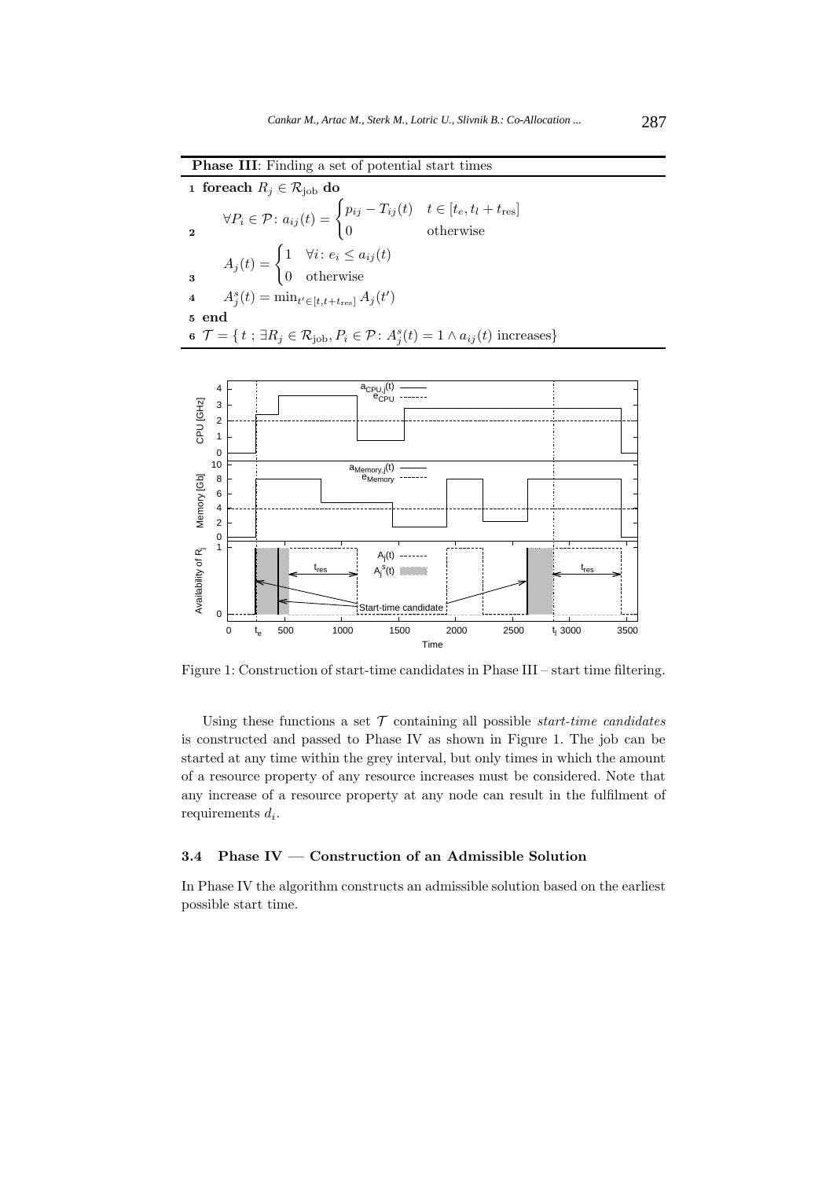**Phase III**: Finding a set of potential start times

```
1 foreach R_j ∈ R_job do
2     ∀P_i ∈ P: a_ij(t) = { p_ij − T_ij(t)   t ∈ [t_e, t_l + t_res]
                          { 0                 otherwise
3     A_j(t) = { 1   ∀i: e_i ≤ a_ij(t)
               { 0   otherwise
4     A_j^s(t) = min_{t' ∈ [t, t+t_res]} A_j(t')
5 end
6 T = { t ; ∃R_j ∈ R_job, P_i ∈ P: A_j^s(t) = 1 ∧ a_ij(t) increases }
```

1 **foreach** $R_j \in \mathcal{R}_{\text{job}}$ **do**

2 $$\forall P_i \in \mathcal{P}\colon a_{ij}(t) = \begin{cases} p_{ij} - T_{ij}(t) & t \in [t_e, t_l + t_{\text{res}}] \\ 0 & \text{otherwise} \end{cases}$$

3 $$A_j(t) = \begin{cases} 1 & \forall i\colon e_i \leq a_{ij}(t) \\ 0 & \text{otherwise} \end{cases}$$

4 $$A_j^s(t) = \min_{t' \in [t, t+t_{\text{res}}]} A_j(t')$$

5 **end**

6 $$\mathcal{T} = \{\, t \;;\; \exists R_j \in \mathcal{R}_{\text{job}}, P_i \in \mathcal{P}\colon A_j^s(t) = 1 \wedge a_{ij}(t) \text{ increases}\}$$

Figure 1: Construction of start-time candidates in Phase III – start time filtering.

Using these functions a set $\mathcal{T}$ containing all possible *start-time candidates* is constructed and passed to Phase IV as shown in Figure 1. The job can be started at any time within the grey interval, but only times in which the amount of a resource property of any resource increases must be considered. Note that any increase of a resource property at any node can result in the fulfilment of requirements $d_i$.

### 3.4 Phase IV — Construction of an Admissible Solution

In Phase IV the algorithm constructs an admissible solution based on the earliest possible start time.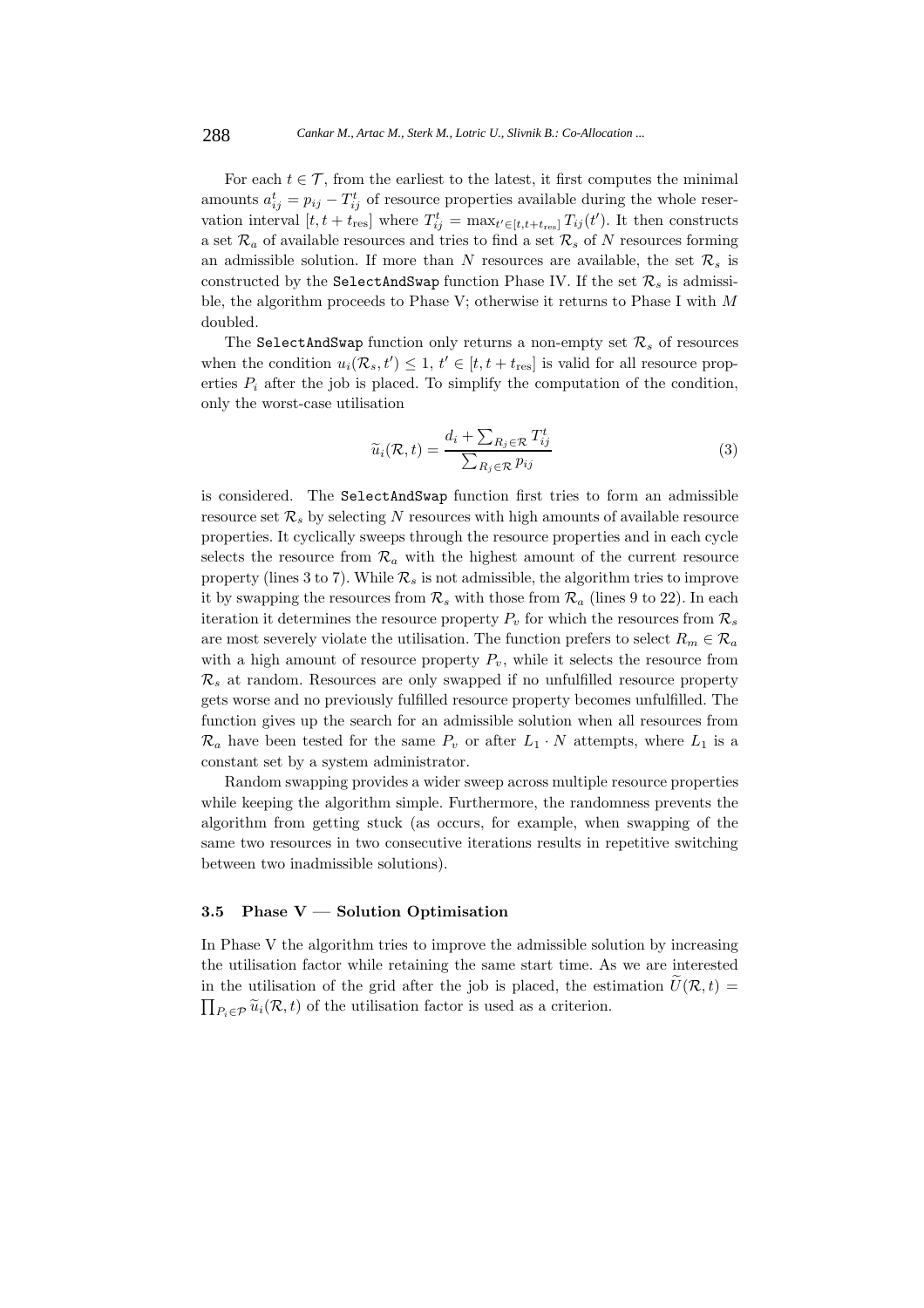For each $t \in \mathcal{T}$, from the earliest to the latest, it first computes the minimal amounts $a_{ij}^t = p_{ij} - T_{ij}^t$ of resource properties available during the whole reservation interval $[t, t + t_{\text{res}}]$ where $T_{ij}^t = \max_{t' \in [t, t+t_{\text{res}}]} T_{ij}(t')$. It then constructs a set $\mathcal{R}_a$ of available resources and tries to find a set $\mathcal{R}_s$ of $N$ resources forming an admissible solution. If more than $N$ resources are available, the set $\mathcal{R}_s$ is constructed by the `SelectAndSwap` function Phase IV. If the set $\mathcal{R}_s$ is admissible, the algorithm proceeds to Phase V; otherwise it returns to Phase I with $M$ doubled.

The `SelectAndSwap` function only returns a non-empty set $\mathcal{R}_s$ of resources when the condition $u_i(\mathcal{R}_s, t') \leq 1$, $t' \in [t, t + t_{\text{res}}]$ is valid for all resource properties $P_i$ after the job is placed. To simplify the computation of the condition, only the worst-case utilisation

$$\widetilde{u}_i(\mathcal{R}, t) = \frac{d_i + \sum_{R_j \in \mathcal{R}} T_{ij}^t}{\sum_{R_j \in \mathcal{R}} p_{ij}} \tag{3}$$

is considered. The `SelectAndSwap` function first tries to form an admissible resource set $\mathcal{R}_s$ by selecting $N$ resources with high amounts of available resource properties. It cyclically sweeps through the resource properties and in each cycle selects the resource from $\mathcal{R}_a$ with the highest amount of the current resource property (lines 3 to 7). While $\mathcal{R}_s$ is not admissible, the algorithm tries to improve it by swapping the resources from $\mathcal{R}_s$ with those from $\mathcal{R}_a$ (lines 9 to 22). In each iteration it determines the resource property $P_v$ for which the resources from $\mathcal{R}_s$ are most severely violate the utilisation. The function prefers to select $R_m \in \mathcal{R}_a$ with a high amount of resource property $P_v$, while it selects the resource from $\mathcal{R}_s$ at random. Resources are only swapped if no unfulfilled resource property gets worse and no previously fulfilled resource property becomes unfulfilled. The function gives up the search for an admissible solution when all resources from $\mathcal{R}_a$ have been tested for the same $P_v$ or after $L_1 \cdot N$ attempts, where $L_1$ is a constant set by a system administrator.

Random swapping provides a wider sweep across multiple resource properties while keeping the algorithm simple. Furthermore, the randomness prevents the algorithm from getting stuck (as occurs, for example, when swapping of the same two resources in two consecutive iterations results in repetitive switching between two inadmissible solutions).

### 3.5 Phase V — Solution Optimisation

In Phase V the algorithm tries to improve the admissible solution by increasing the utilisation factor while retaining the same start time. As we are interested in the utilisation of the grid after the job is placed, the estimation $\widetilde{U}(\mathcal{R}, t) = \prod_{P_i \in \mathcal{P}} \widetilde{u}_i(\mathcal{R}, t)$ of the utilisation factor is used as a criterion.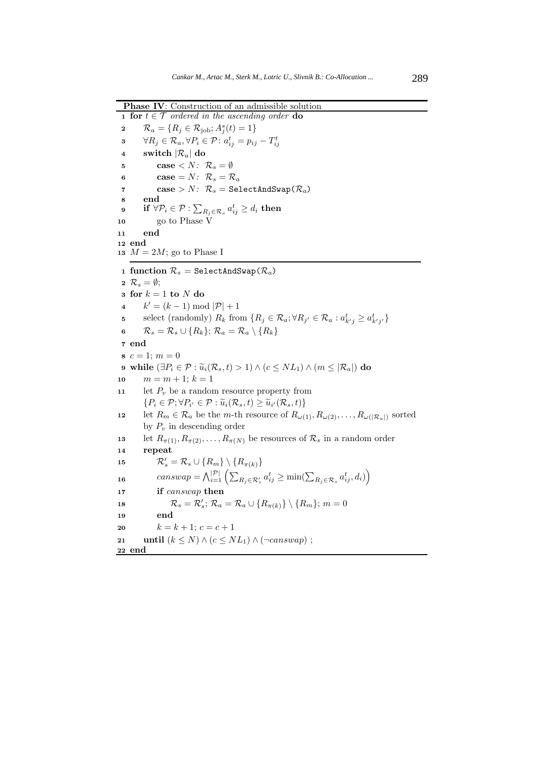**Phase IV**: Construction of an admissible solution

```
1  for t ∈ 𝒯 ordered in the ascending order do
2      ℛ_a = {R_j ∈ ℛ_job; A^s_j(t) = 1}
3      ∀R_j ∈ ℛ_a, ∀P_i ∈ 𝒫: a^t_ij = p_ij − T^t_ij
4      switch |ℛ_a| do
5          case < N:  ℛ_s = ∅
6          case = N:  ℛ_s = ℛ_a
7          case > N:  ℛ_s = SelectAndSwap(ℛ_a)
8      end
9      if ∀𝒫_i ∈ 𝒫 : Σ_{R_j ∈ ℛ_s} a^t_ij ≥ d_i then
10         go to Phase V
11     end
12 end
13 M = 2M; go to Phase I
```

```
1  function ℛ_s = SelectAndSwap(ℛ_a)
2  ℛ_s = ∅;
3  for k = 1 to N do
4      k' = (k − 1) mod |𝒫| + 1
5      select (randomly) R_k from {R_j ∈ ℛ_a; ∀R_j' ∈ ℛ_a : a^t_k'j ≥ a^t_k'j'}
6      ℛ_s = ℛ_s ∪ {R_k}; ℛ_a = ℛ_a \ {R_k}
7  end
8  c = 1; m = 0
9  while (∃P_i ∈ 𝒫 : ũ_i(ℛ_s, t) > 1) ∧ (c ≤ NL_1) ∧ (m ≤ |ℛ_a|) do
10     m = m + 1; k = 1
11     let P_v be a random resource property from
       {P_i ∈ 𝒫; ∀P_i' ∈ 𝒫 : ũ_i(ℛ_s, t) ≥ ũ_i'(ℛ_s, t)}
12     let R_m ∈ ℛ_a be the m-th resource of R_ω(1), R_ω(2), ..., R_ω(|ℛ_a|) sorted
       by P_v in descending order
13     let R_π(1), R_π(2), ..., R_π(N) be resources of ℛ_s in a random order
14     repeat
15         ℛ'_s = ℛ_s ∪ {R_m} \ {R_π(k)}
16         canswap = ⋀_{i=1}^{|𝒫|} ( Σ_{R_j ∈ ℛ'_s} a^t_ij ≥ min(Σ_{R_j ∈ ℛ_s} a^t_ij, d_i) )
17         if canswap then
18             ℛ_s = ℛ'_s; ℛ_a = ℛ_a ∪ {R_π(k)} \ {R_m}; m = 0
19         end
20         k = k + 1; c = c + 1
21     until (k ≤ N) ∧ (c ≤ NL_1) ∧ (¬canswap) ;
22 end
```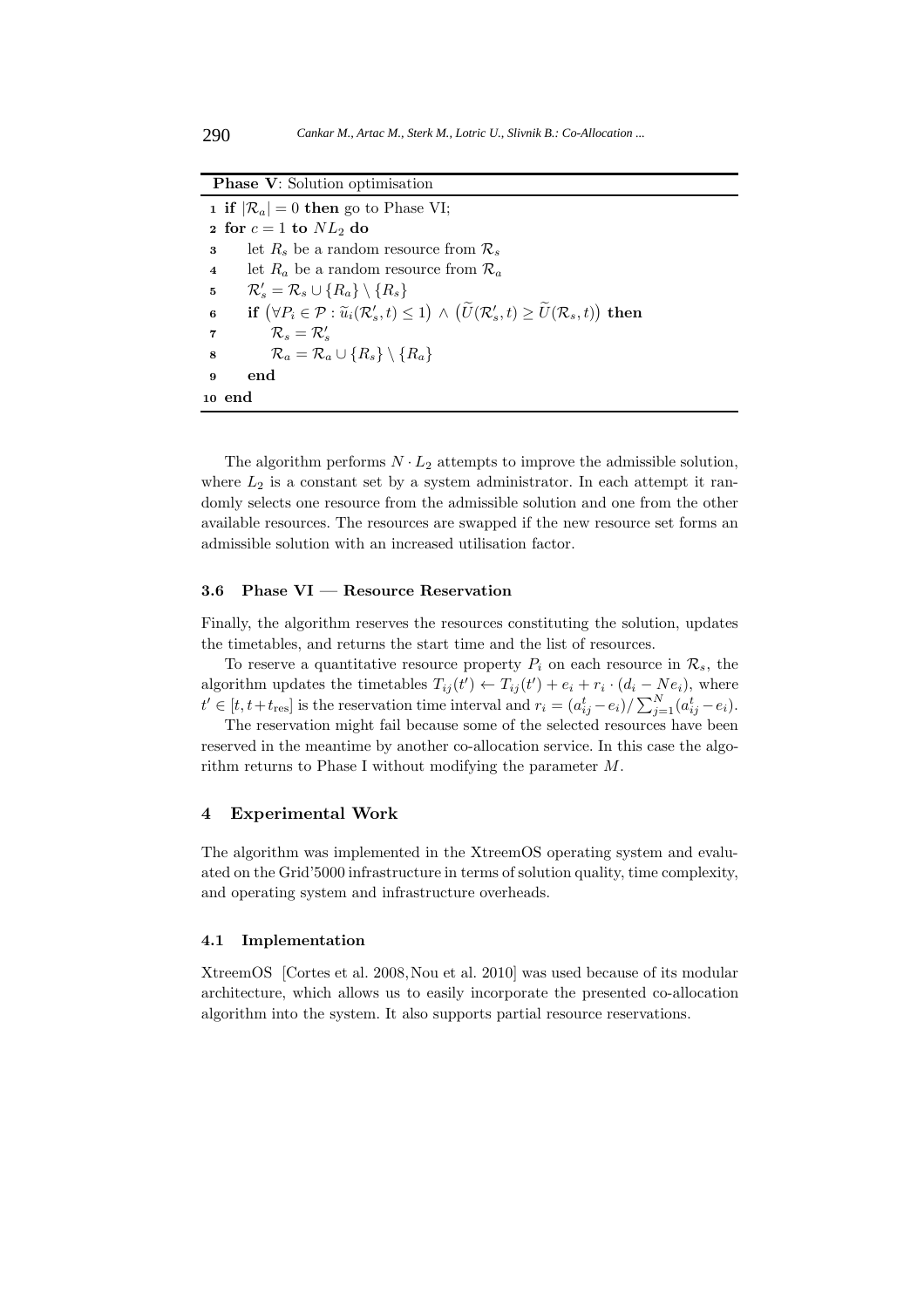**Phase V**: Solution optimisation

```
1  if |R_a| = 0 then go to Phase VI;
2  for c = 1 to NL_2 do
3      let R_s be a random resource from R_s
4      let R_a be a random resource from R_a
5      R'_s = R_s ∪ {R_a} \ {R_s}
6      if (∀P_i ∈ P : ũ_i(R'_s, t) ≤ 1) ∧ (Ũ(R'_s, t) ≥ Ũ(R_s, t)) then
7          R_s = R'_s
8          R_a = R_a ∪ {R_s} \ {R_a}
9      end
10 end
```

The algorithm performs $N \cdot L_2$ attempts to improve the admissible solution, where $L_2$ is a constant set by a system administrator. In each attempt it randomly selects one resource from the admissible solution and one from the other available resources. The resources are swapped if the new resource set forms an admissible solution with an increased utilisation factor.

### 3.6 Phase VI — Resource Reservation

Finally, the algorithm reserves the resources constituting the solution, updates the timetables, and returns the start time and the list of resources.

To reserve a quantitative resource property $P_i$ on each resource in $\mathcal{R}_s$, the algorithm updates the timetables $T_{ij}(t') \leftarrow T_{ij}(t') + e_i + r_i \cdot (d_i - Ne_i)$, where $t' \in [t, t+t_{\text{res}}]$ is the reservation time interval and $r_i = (a_{ij}^t - e_i)/\sum_{j=1}^{N}(a_{ij}^t - e_i)$.

The reservation might fail because some of the selected resources have been reserved in the meantime by another co-allocation service. In this case the algorithm returns to Phase I without modifying the parameter $M$.

## 4 Experimental Work

The algorithm was implemented in the XtreemOS operating system and evaluated on the Grid'5000 infrastructure in terms of solution quality, time complexity, and operating system and infrastructure overheads.

### 4.1 Implementation

XtreemOS [Cortes et al. 2008, Nou et al. 2010] was used because of its modular architecture, which allows us to easily incorporate the presented co-allocation algorithm into the system. It also supports partial resource reservations.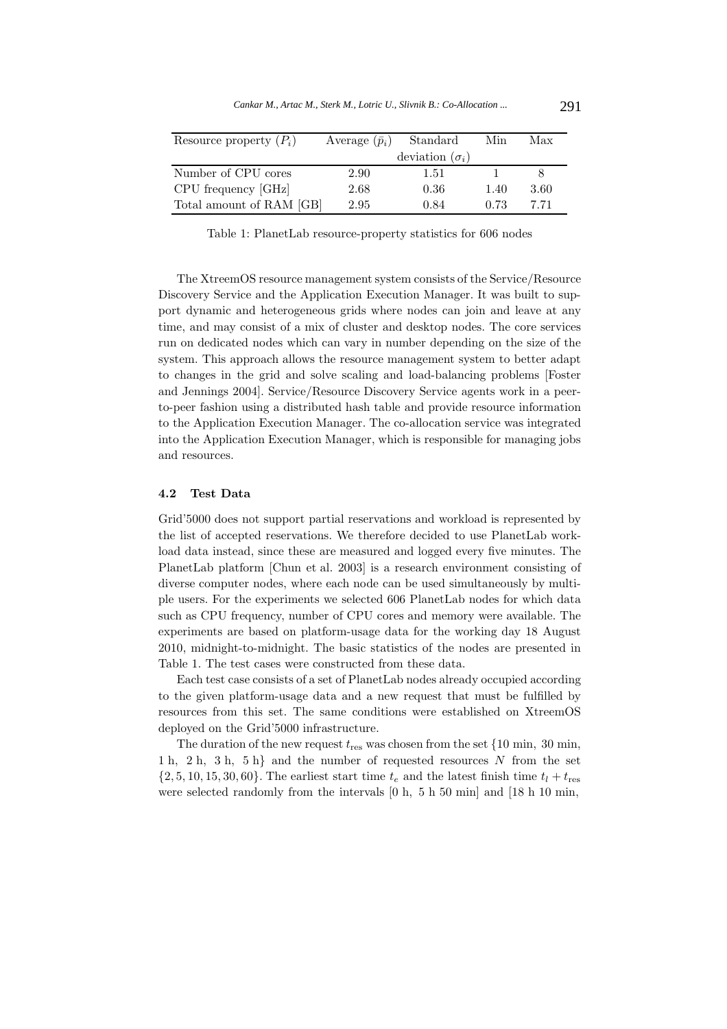| Resource property ($P_i$) | Average ($\bar{p}_i$) | Standard deviation ($\sigma_i$) | Min | Max |
|---|---|---|---|---|
| Number of CPU cores | 2.90 | 1.51 | 1 | 8 |
| CPU frequency [GHz] | 2.68 | 0.36 | 1.40 | 3.60 |
| Total amount of RAM [GB] | 2.95 | 0.84 | 0.73 | 7.71 |

Table 1: PlanetLab resource-property statistics for 606 nodes

The XtreemOS resource management system consists of the Service/Resource Discovery Service and the Application Execution Manager. It was built to support dynamic and heterogeneous grids where nodes can join and leave at any time, and may consist of a mix of cluster and desktop nodes. The core services run on dedicated nodes which can vary in number depending on the size of the system. This approach allows the resource management system to better adapt to changes in the grid and solve scaling and load-balancing problems [Foster and Jennings 2004]. Service/Resource Discovery Service agents work in a peer-to-peer fashion using a distributed hash table and provide resource information to the Application Execution Manager. The co-allocation service was integrated into the Application Execution Manager, which is responsible for managing jobs and resources.

### 4.2 Test Data

Grid'5000 does not support partial reservations and workload is represented by the list of accepted reservations. We therefore decided to use PlanetLab workload data instead, since these are measured and logged every five minutes. The PlanetLab platform [Chun et al. 2003] is a research environment consisting of diverse computer nodes, where each node can be used simultaneously by multiple users. For the experiments we selected 606 PlanetLab nodes for which data such as CPU frequency, number of CPU cores and memory were available. The experiments are based on platform-usage data for the working day 18 August 2010, midnight-to-midnight. The basic statistics of the nodes are presented in Table 1. The test cases were constructed from these data.

Each test case consists of a set of PlanetLab nodes already occupied according to the given platform-usage data and a new request that must be fulfilled by resources from this set. The same conditions were established on XtreemOS deployed on the Grid'5000 infrastructure.

The duration of the new request $t_{\text{res}}$ was chosen from the set {10 min, 30 min, 1 h, 2 h, 3 h, 5 h} and the number of requested resources $N$ from the set $\{2, 5, 10, 15, 30, 60\}$. The earliest start time $t_e$ and the latest finish time $t_l + t_{\text{res}}$ were selected randomly from the intervals [0 h, 5 h 50 min] and [18 h 10 min,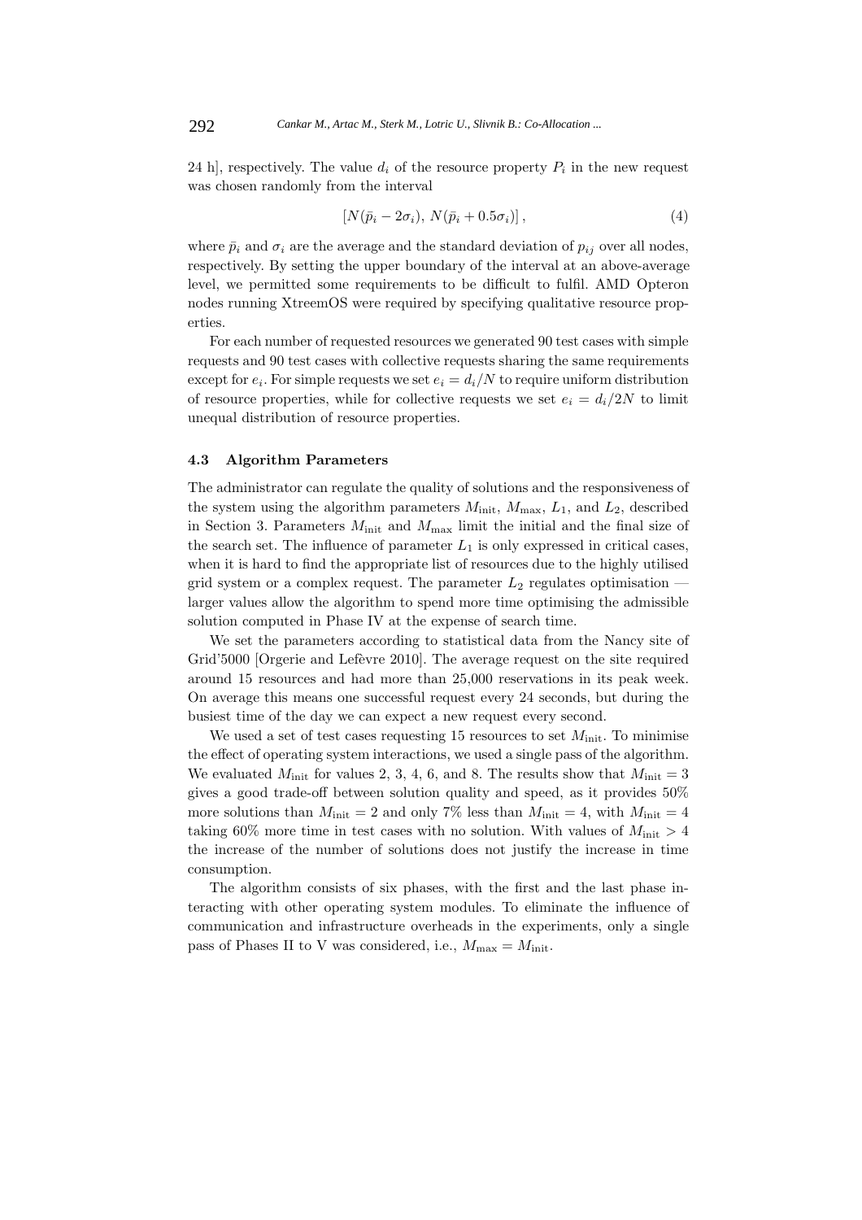24 h], respectively. The value $d_i$ of the resource property $P_i$ in the new request was chosen randomly from the interval

$$[N(\bar{p}_i - 2\sigma_i),\ N(\bar{p}_i + 0.5\sigma_i)]\,, \tag{4}$$

where $\bar{p}_i$ and $\sigma_i$ are the average and the standard deviation of $p_{ij}$ over all nodes, respectively. By setting the upper boundary of the interval at an above-average level, we permitted some requirements to be difficult to fulfil. AMD Opteron nodes running XtreemOS were required by specifying qualitative resource properties.

For each number of requested resources we generated 90 test cases with simple requests and 90 test cases with collective requests sharing the same requirements except for $e_i$. For simple requests we set $e_i = d_i/N$ to require uniform distribution of resource properties, while for collective requests we set $e_i = d_i/2N$ to limit unequal distribution of resource properties.

### 4.3 Algorithm Parameters

The administrator can regulate the quality of solutions and the responsiveness of the system using the algorithm parameters $M_{\text{init}}$, $M_{\text{max}}$, $L_1$, and $L_2$, described in Section 3. Parameters $M_{\text{init}}$ and $M_{\text{max}}$ limit the initial and the final size of the search set. The influence of parameter $L_1$ is only expressed in critical cases, when it is hard to find the appropriate list of resources due to the highly utilised grid system or a complex request. The parameter $L_2$ regulates optimisation — larger values allow the algorithm to spend more time optimising the admissible solution computed in Phase IV at the expense of search time.

We set the parameters according to statistical data from the Nancy site of Grid'5000 [Orgerie and Lefèvre 2010]. The average request on the site required around 15 resources and had more than 25,000 reservations in its peak week. On average this means one successful request every 24 seconds, but during the busiest time of the day we can expect a new request every second.

We used a set of test cases requesting 15 resources to set $M_{\text{init}}$. To minimise the effect of operating system interactions, we used a single pass of the algorithm. We evaluated $M_{\text{init}}$ for values 2, 3, 4, 6, and 8. The results show that $M_{\text{init}} = 3$ gives a good trade-off between solution quality and speed, as it provides 50% more solutions than $M_{\text{init}} = 2$ and only 7% less than $M_{\text{init}} = 4$, with $M_{\text{init}} = 4$ taking 60% more time in test cases with no solution. With values of $M_{\text{init}} > 4$ the increase of the number of solutions does not justify the increase in time consumption.

The algorithm consists of six phases, with the first and the last phase interacting with other operating system modules. To eliminate the influence of communication and infrastructure overheads in the experiments, only a single pass of Phases II to V was considered, i.e., $M_{\text{max}} = M_{\text{init}}$.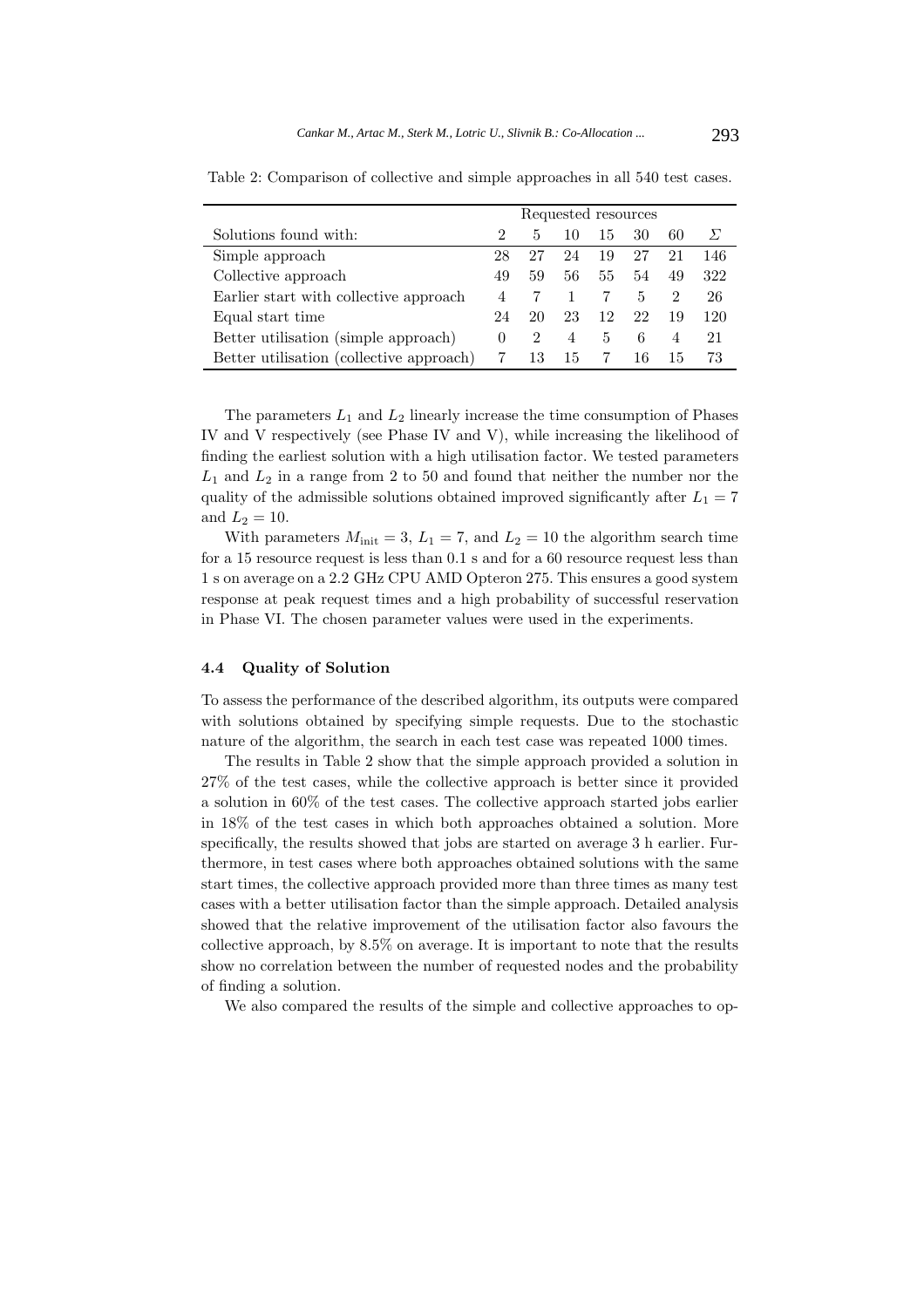Table 2: Comparison of collective and simple approaches in all 540 test cases.

| | Requested resources | | | | | | |
|---|---|---|---|---|---|---|---|
| Solutions found with: | 2 | 5 | 10 | 15 | 30 | 60 | $\Sigma$ |
| Simple approach | 28 | 27 | 24 | 19 | 27 | 21 | 146 |
| Collective approach | 49 | 59 | 56 | 55 | 54 | 49 | 322 |
| Earlier start with collective approach | 4 | 7 | 1 | 7 | 5 | 2 | 26 |
| Equal start time | 24 | 20 | 23 | 12 | 22 | 19 | 120 |
| Better utilisation (simple approach) | 0 | 2 | 4 | 5 | 6 | 4 | 21 |
| Better utilisation (collective approach) | 7 | 13 | 15 | 7 | 16 | 15 | 73 |

The parameters $L_1$ and $L_2$ linearly increase the time consumption of Phases IV and V respectively (see Phase IV and V), while increasing the likelihood of finding the earliest solution with a high utilisation factor. We tested parameters $L_1$ and $L_2$ in a range from 2 to 50 and found that neither the number nor the quality of the admissible solutions obtained improved significantly after $L_1 = 7$ and $L_2 = 10$.

With parameters $M_{\text{init}} = 3$, $L_1 = 7$, and $L_2 = 10$ the algorithm search time for a 15 resource request is less than 0.1 s and for a 60 resource request less than 1 s on average on a 2.2 GHz CPU AMD Opteron 275. This ensures a good system response at peak request times and a high probability of successful reservation in Phase VI. The chosen parameter values were used in the experiments.

### 4.4 Quality of Solution

To assess the performance of the described algorithm, its outputs were compared with solutions obtained by specifying simple requests. Due to the stochastic nature of the algorithm, the search in each test case was repeated 1000 times.

The results in Table 2 show that the simple approach provided a solution in 27% of the test cases, while the collective approach is better since it provided a solution in 60% of the test cases. The collective approach started jobs earlier in 18% of the test cases in which both approaches obtained a solution. More specifically, the results showed that jobs are started on average 3 h earlier. Furthermore, in test cases where both approaches obtained solutions with the same start times, the collective approach provided more than three times as many test cases with a better utilisation factor than the simple approach. Detailed analysis showed that the relative improvement of the utilisation factor also favours the collective approach, by 8.5% on average. It is important to note that the results show no correlation between the number of requested nodes and the probability of finding a solution.

We also compared the results of the simple and collective approaches to op-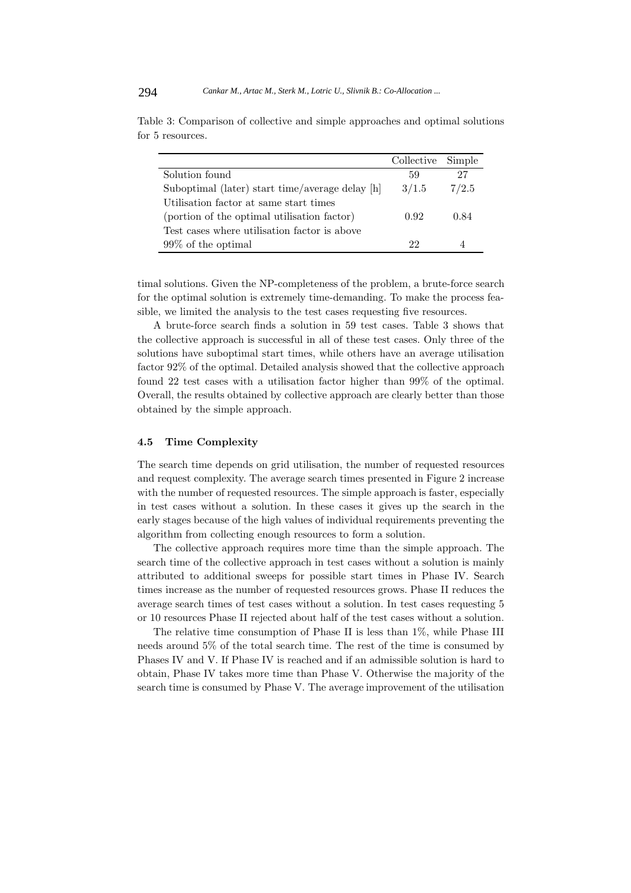Table 3: Comparison of collective and simple approaches and optimal solutions for 5 resources.

| | Collective | Simple |
|---|---|---|
| Solution found | 59 | 27 |
| Suboptimal (later) start time/average delay [h] | 3/1.5 | 7/2.5 |
| Utilisation factor at same start times (portion of the optimal utilisation factor) | 0.92 | 0.84 |
| Test cases where utilisation factor is above 99% of the optimal | 22 | 4 |

timal solutions. Given the NP-completeness of the problem, a brute-force search for the optimal solution is extremely time-demanding. To make the process feasible, we limited the analysis to the test cases requesting five resources.

A brute-force search finds a solution in 59 test cases. Table 3 shows that the collective approach is successful in all of these test cases. Only three of the solutions have suboptimal start times, while others have an average utilisation factor 92% of the optimal. Detailed analysis showed that the collective approach found 22 test cases with a utilisation factor higher than 99% of the optimal. Overall, the results obtained by collective approach are clearly better than those obtained by the simple approach.

### 4.5 Time Complexity

The search time depends on grid utilisation, the number of requested resources and request complexity. The average search times presented in Figure 2 increase with the number of requested resources. The simple approach is faster, especially in test cases without a solution. In these cases it gives up the search in the early stages because of the high values of individual requirements preventing the algorithm from collecting enough resources to form a solution.

The collective approach requires more time than the simple approach. The search time of the collective approach in test cases without a solution is mainly attributed to additional sweeps for possible start times in Phase IV. Search times increase as the number of requested resources grows. Phase II reduces the average search times of test cases without a solution. In test cases requesting 5 or 10 resources Phase II rejected about half of the test cases without a solution.

The relative time consumption of Phase II is less than 1%, while Phase III needs around 5% of the total search time. The rest of the time is consumed by Phases IV and V. If Phase IV is reached and if an admissible solution is hard to obtain, Phase IV takes more time than Phase V. Otherwise the majority of the search time is consumed by Phase V. The average improvement of the utilisation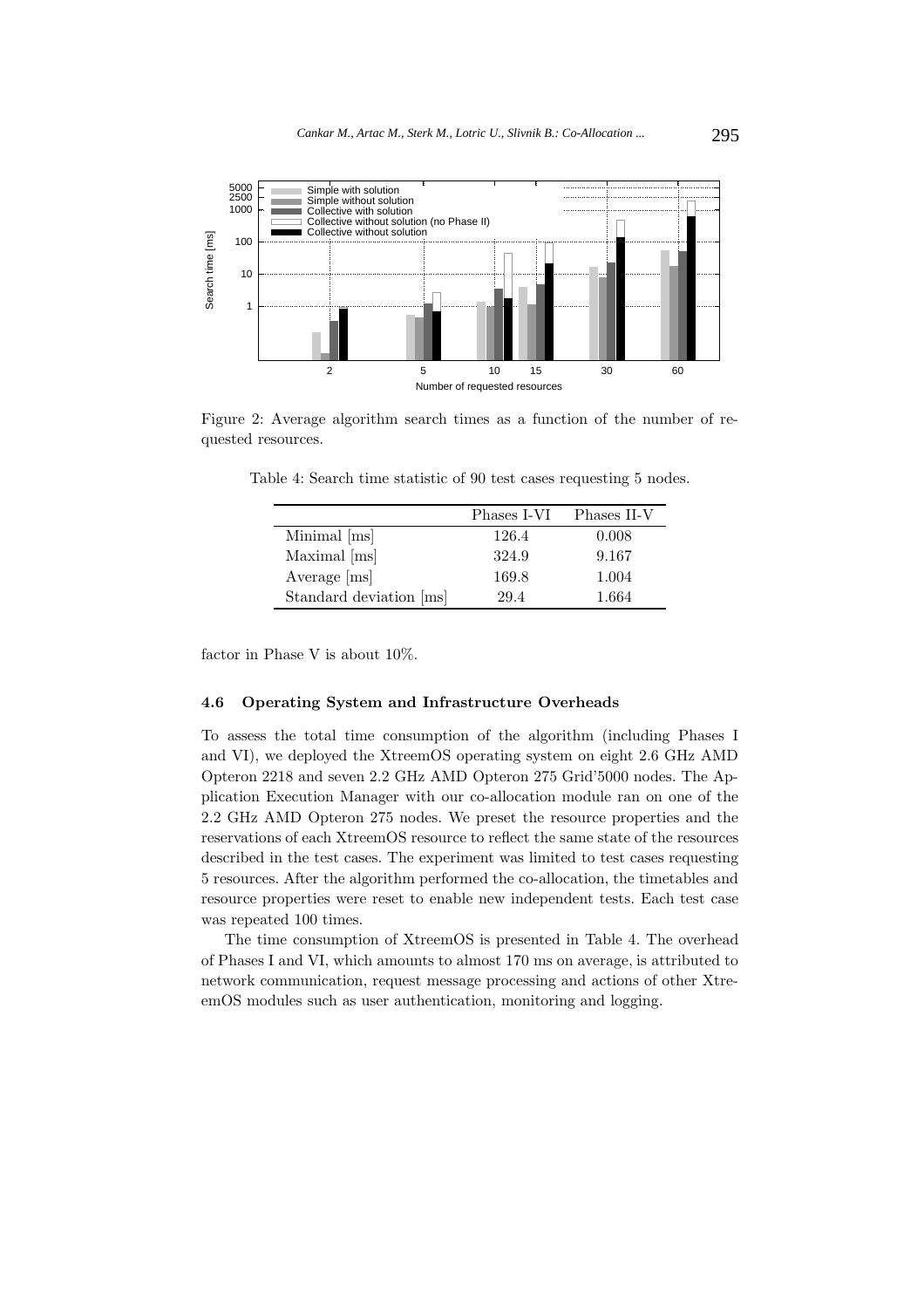Figure 2: Average algorithm search times as a function of the number of requested resources.

Table 4: Search time statistic of 90 test cases requesting 5 nodes.

| | Phases I-VI | Phases II-V |
|---|---|---|
| Minimal [ms] | 126.4 | 0.008 |
| Maximal [ms] | 324.9 | 9.167 |
| Average [ms] | 169.8 | 1.004 |
| Standard deviation [ms] | 29.4 | 1.664 |

factor in Phase V is about 10%.

### 4.6 Operating System and Infrastructure Overheads

To assess the total time consumption of the algorithm (including Phases I and VI), we deployed the XtreemOS operating system on eight 2.6 GHz AMD Opteron 2218 and seven 2.2 GHz AMD Opteron 275 Grid'5000 nodes. The Application Execution Manager with our co-allocation module ran on one of the 2.2 GHz AMD Opteron 275 nodes. We preset the resource properties and the reservations of each XtreemOS resource to reflect the same state of the resources described in the test cases. The experiment was limited to test cases requesting 5 resources. After the algorithm performed the co-allocation, the timetables and resource properties were reset to enable new independent tests. Each test case was repeated 100 times.

The time consumption of XtreemOS is presented in Table 4. The overhead of Phases I and VI, which amounts to almost 170 ms on average, is attributed to network communication, request message processing and actions of other XtreemOS modules such as user authentication, monitoring and logging.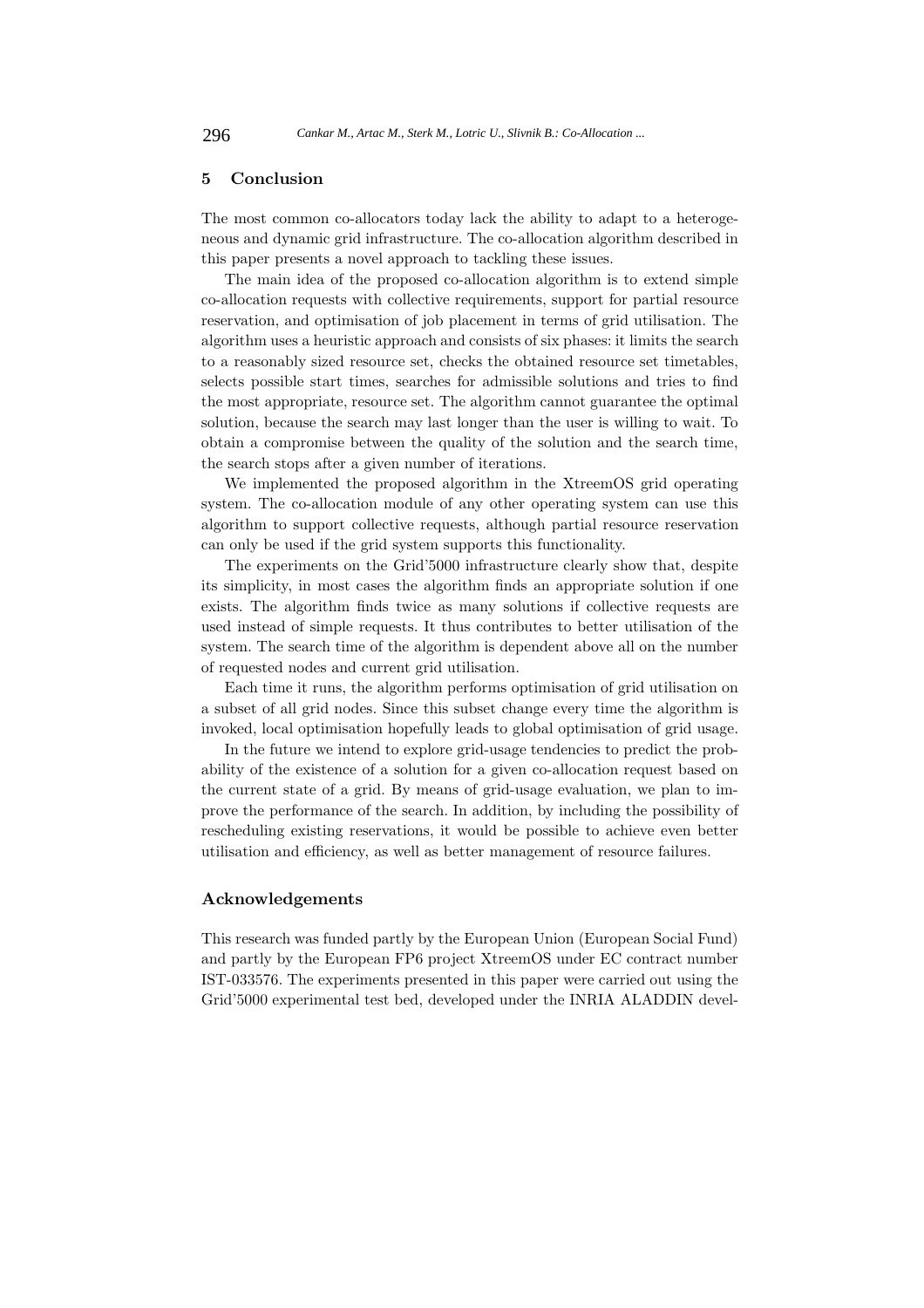## 5 Conclusion

The most common co-allocators today lack the ability to adapt to a heterogeneous and dynamic grid infrastructure. The co-allocation algorithm described in this paper presents a novel approach to tackling these issues.

The main idea of the proposed co-allocation algorithm is to extend simple co-allocation requests with collective requirements, support for partial resource reservation, and optimisation of job placement in terms of grid utilisation. The algorithm uses a heuristic approach and consists of six phases: it limits the search to a reasonably sized resource set, checks the obtained resource set timetables, selects possible start times, searches for admissible solutions and tries to find the most appropriate, resource set. The algorithm cannot guarantee the optimal solution, because the search may last longer than the user is willing to wait. To obtain a compromise between the quality of the solution and the search time, the search stops after a given number of iterations.

We implemented the proposed algorithm in the XtreemOS grid operating system. The co-allocation module of any other operating system can use this algorithm to support collective requests, although partial resource reservation can only be used if the grid system supports this functionality.

The experiments on the Grid'5000 infrastructure clearly show that, despite its simplicity, in most cases the algorithm finds an appropriate solution if one exists. The algorithm finds twice as many solutions if collective requests are used instead of simple requests. It thus contributes to better utilisation of the system. The search time of the algorithm is dependent above all on the number of requested nodes and current grid utilisation.

Each time it runs, the algorithm performs optimisation of grid utilisation on a subset of all grid nodes. Since this subset change every time the algorithm is invoked, local optimisation hopefully leads to global optimisation of grid usage.

In the future we intend to explore grid-usage tendencies to predict the probability of the existence of a solution for a given co-allocation request based on the current state of a grid. By means of grid-usage evaluation, we plan to improve the performance of the search. In addition, by including the possibility of rescheduling existing reservations, it would be possible to achieve even better utilisation and efficiency, as well as better management of resource failures.

### Acknowledgements

This research was funded partly by the European Union (European Social Fund) and partly by the European FP6 project XtreemOS under EC contract number IST-033576. The experiments presented in this paper were carried out using the Grid'5000 experimental test bed, developed under the INRIA ALADDIN devel-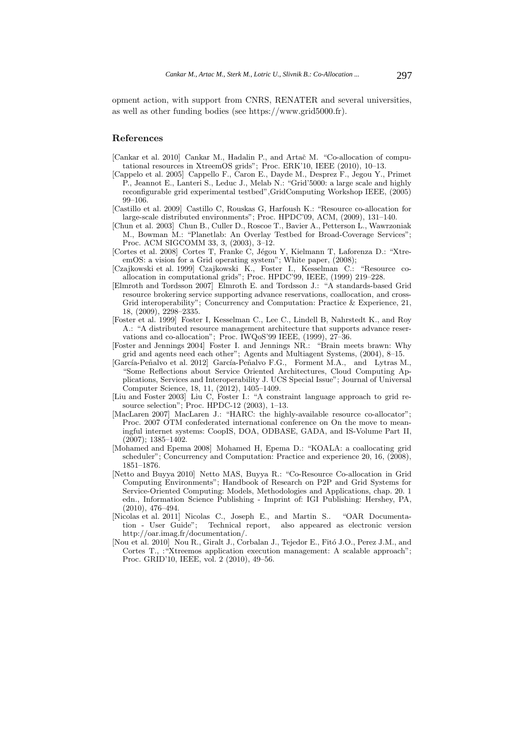opment action, with support from CNRS, RENATER and several universities, as well as other funding bodies (see https://www.grid5000.fr).

## References

[Cankar et al. 2010] Cankar M., Hadalin P., and Artač M. "Co-allocation of computational resources in XtreemOS grids"; Proc. ERK'10, IEEE (2010), 10–13.

[Cappelo et al. 2005] Cappello F., Caron E., Dayde M., Desprez F., Jegou Y., Primet P., Jeannot E., Lanteri S., Leduc J., Melab N.: "Grid'5000: a large scale and highly reconfigurable grid experimental testbed",GridComputing Workshop IEEE, (2005) 99–106.

[Castillo et al. 2009] Castillo C, Rouskas G, Harfoush K.: "Resource co-allocation for large-scale distributed environments"; Proc. HPDC'09, ACM, (2009), 131–140.

[Chun et al. 2003] Chun B., Culler D., Roscoe T., Bavier A., Petterson L., Wawrzoniak M., Bowman M.: "Planetlab: An Overlay Testbed for Broad-Coverage Services"; Proc. ACM SIGCOMM 33, 3, (2003), 3–12.

[Cortes et al. 2008] Cortes T, Franke C, Jégou Y, Kielmann T, Laforenza D.: "XtreemOS: a vision for a Grid operating system"; White paper, (2008);

[Czajkowski et al. 1999] Czajkowski K., Foster I., Kesselman C.: "Resource co-allocation in computational grids"; Proc. HPDC'99, IEEE, (1999) 219–228.

[Elmroth and Tordsson 2007] Elmroth E. and Tordsson J.: "A standards-based Grid resource brokering service supporting advance reservations, coallocation, and cross-Grid interoperability"; Concurrency and Computation: Practice & Experience, 21, 18, (2009), 2298–2335.

[Foster et al. 1999] Foster I, Kesselman C., Lee C., Lindell B, Nahrstedt K., and Roy A.: "A distributed resource management architecture that supports advance reservations and co-allocation"; Proc. IWQoS'99 IEEE, (1999), 27–36.

[Foster and Jennings 2004] Foster I. and Jennings NR.: "Brain meets brawn: Why grid and agents need each other"; Agents and Multiagent Systems, (2004), 8–15.

[García-Peñalvo et al. 2012] García-Peñalvo F.G., Forment M.A., and Lytras M., "Some Reflections about Service Oriented Architectures, Cloud Computing Applications, Services and Interoperability J. UCS Special Issue"; Journal of Universal Computer Science, 18, 11, (2012), 1405–1409.

[Liu and Foster 2003] Liu C, Foster I.: "A constraint language approach to grid resource selection"; Proc. HPDC-12 (2003), 1–13.

[MacLaren 2007] MacLaren J.: "HARC: the highly-available resource co-allocator"; Proc. 2007 OTM confederated international conference on On the move to meaningful internet systems: CoopIS, DOA, ODBASE, GADA, and IS-Volume Part II, (2007); 1385–1402.

[Mohamed and Epema 2008] Mohamed H, Epema D.: "KOALA: a coallocating grid scheduler"; Concurrency and Computation: Practice and experience 20, 16, (2008), 1851–1876.

[Netto and Buyya 2010] Netto MAS, Buyya R.: "Co-Resource Co-allocation in Grid Computing Environments"; Handbook of Research on P2P and Grid Systems for Service-Oriented Computing: Models, Methodologies and Applications, chap. 20. 1 edn., Information Science Publishing - Imprint of: IGI Publishing: Hershey, PA, (2010), 476–494.

[Nicolas et al. 2011] Nicolas C., Joseph E., and Martin S.. "OAR Documentation - User Guide"; Technical report, also appeared as electronic version http://oar.imag.fr/documentation/.

[Nou et al. 2010] Nou R., Giralt J., Corbalan J., Tejedor E., Fitó J.O., Perez J.M., and Cortes T., :"Xtreemos application execution management: A scalable approach"; Proc. GRID'10, IEEE, vol. 2 (2010), 49–56.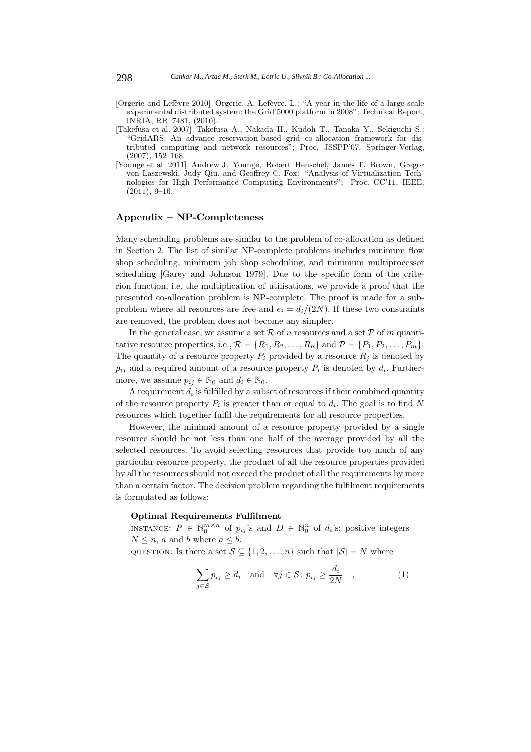[Orgerie and Lefèvre 2010] Orgerie, A. Lefèvre, L.: "A year in the life of a large scale experimental distributed system: the Grid'5000 platform in 2008"; Technical Report, INRIA, RR–7481, (2010).

[Takefusa et al. 2007] Takefusa A., Nakada H., Kudoh T., Tanaka Y., Sekiguchi S.: "GridARS: An advance reservation-based grid co-allocation framework for distributed computing and network resources"; Proc. JSSPP'07, Springer-Verlag, (2007), 152–168.

[Younge et al. 2011] Andrew J. Younge, Robert Henschel, James T. Brown, Gregor von Laszewski, Judy Qiu, and Geoffrey C. Fox: "Analysis of Virtualization Technologies for High Performance Computing Environments"; Proc. CC'11, IEEE, (2011), 9–16.

## Appendix – NP-Completeness

Many scheduling problems are similar to the problem of co-allocation as defined in Section 2. The list of similar NP-complete problems includes minimum flow shop scheduling, minimum job shop scheduling, and minimum multiprocessor scheduling [Garey and Johnson 1979]. Due to the specific form of the criterion function, i.e. the multiplication of utilisations, we provide a proof that the presented co-allocation problem is NP-complete. The proof is made for a subproblem where all resources are free and $e_i = d_i/(2N)$. If these two constraints are removed, the problem does not become any simpler.

In the general case, we assume a set $\mathcal{R}$ of $n$ resources and a set $\mathcal{P}$ of $m$ quantitative resource properties, i.e., $\mathcal{R} = \{R_1, R_2, \ldots, R_n\}$ and $\mathcal{P} = \{P_1, P_2, \ldots, P_m\}$. The quantity of a resource property $P_i$ provided by a resource $R_j$ is denoted by $p_{ij}$ and a required amount of a resource property $P_i$ is denoted by $d_i$. Furthermore, we assume $p_{ij} \in \mathbb{N}_0$ and $d_i \in \mathbb{N}_0$.

A requirement $d_i$ is fulfilled by a subset of resources if their combined quantity of the resource property $P_i$ is greater than or equal to $d_i$. The goal is to find $N$ resources which together fulfil the requirements for all resource properties.

However, the minimal amount of a resource property provided by a single resource should be not less than one half of the average provided by all the selected resources. To avoid selecting resources that provide too much of any particular resource property, the product of all the resource properties provided by all the resources should not exceed the product of all the requirements by more than a certain factor. The decision problem regarding the fulfilment requirements is formulated as follows:

**Optimal Requirements Fulfilment**

INSTANCE: $P \in \mathbb{N}_0^{m \times n}$ of $p_{ij}$'s and $D \in \mathbb{N}_0^n$ of $d_i$'s; positive integers $N \leq n$, $a$ and $b$ where $a \leq b$.

QUESTION: Is there a set $\mathcal{S} \subseteq \{1, 2, \ldots, n\}$ such that $|\mathcal{S}| = N$ where

$$\sum_{j \in \mathcal{S}} p_{ij} \geq d_i \quad \text{and} \quad \forall j \in \mathcal{S} \colon p_{ij} \geq \frac{d_i}{2N} \quad , \tag{1}$$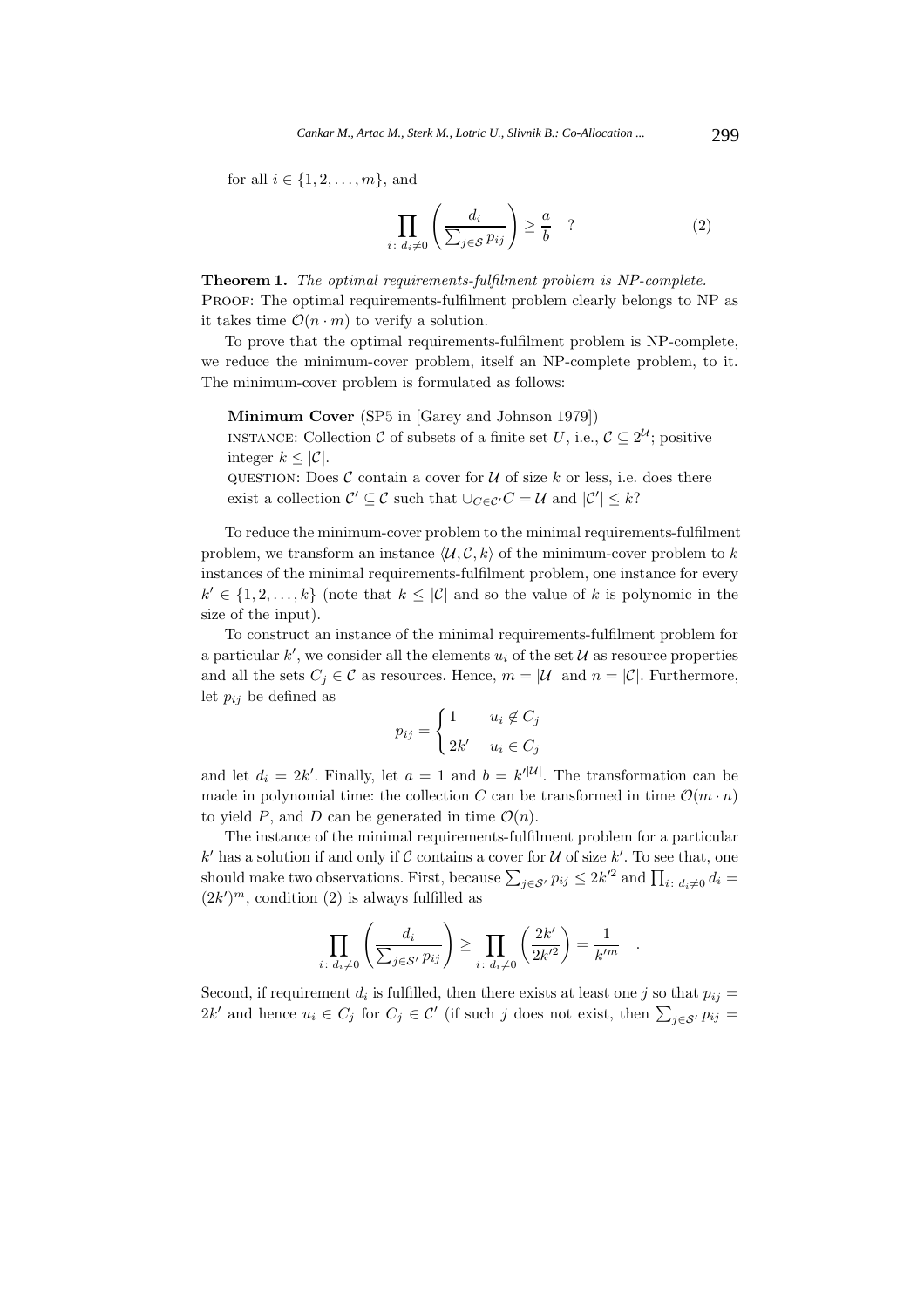for all $i \in \{1, 2, \ldots, m\}$, and

$$\prod_{i:\ d_i \neq 0} \left( \frac{d_i}{\sum_{j \in \mathcal{S}} p_{ij}} \right) \geq \frac{a}{b} \quad ? \tag{2}$$

**Theorem 1.** *The optimal requirements-fulfilment problem is NP-complete.*
PROOF: The optimal requirements-fulfilment problem clearly belongs to NP as it takes time $\mathcal{O}(n \cdot m)$ to verify a solution.

To prove that the optimal requirements-fulfilment problem is NP-complete, we reduce the minimum-cover problem, itself an NP-complete problem, to it. The minimum-cover problem is formulated as follows:

> **Minimum Cover** (SP5 in [Garey and Johnson 1979])
> INSTANCE: Collection $\mathcal{C}$ of subsets of a finite set $U$, i.e., $\mathcal{C} \subseteq 2^{\mathcal{U}}$; positive integer $k \leq |\mathcal{C}|$.
> QUESTION: Does $\mathcal{C}$ contain a cover for $\mathcal{U}$ of size $k$ or less, i.e. does there exist a collection $\mathcal{C}' \subseteq \mathcal{C}$ such that $\cup_{C \in \mathcal{C}'} C = \mathcal{U}$ and $|\mathcal{C}'| \leq k$?

To reduce the minimum-cover problem to the minimal requirements-fulfilment problem, we transform an instance $\langle \mathcal{U}, \mathcal{C}, k \rangle$ of the minimum-cover problem to $k$ instances of the minimal requirements-fulfilment problem, one instance for every $k' \in \{1, 2, \ldots, k\}$ (note that $k \leq |\mathcal{C}|$ and so the value of $k$ is polynomic in the size of the input).

To construct an instance of the minimal requirements-fulfilment problem for a particular $k'$, we consider all the elements $u_i$ of the set $\mathcal{U}$ as resource properties and all the sets $C_j \in \mathcal{C}$ as resources. Hence, $m = |\mathcal{U}|$ and $n = |\mathcal{C}|$. Furthermore, let $p_{ij}$ be defined as

$$p_{ij} = \begin{cases} 1 & u_i \notin C_j \\ 2k' & u_i \in C_j \end{cases}$$

and let $d_i = 2k'$. Finally, let $a = 1$ and $b = k'^{|\mathcal{U}|}$. The transformation can be made in polynomial time: the collection $C$ can be transformed in time $\mathcal{O}(m \cdot n)$ to yield $P$, and $D$ can be generated in time $\mathcal{O}(n)$.

The instance of the minimal requirements-fulfilment problem for a particular $k'$ has a solution if and only if $\mathcal{C}$ contains a cover for $\mathcal{U}$ of size $k'$. To see that, one should make two observations. First, because $\sum_{j \in \mathcal{S}'} p_{ij} \leq 2k'^2$ and $\prod_{i:\ d_i \neq 0} d_i = (2k')^m$, condition (2) is always fulfilled as

$$\prod_{i:\ d_i \neq 0} \left( \frac{d_i}{\sum_{j \in \mathcal{S}'} p_{ij}} \right) \geq \prod_{i:\ d_i \neq 0} \left( \frac{2k'}{2k'^2} \right) = \frac{1}{k'^m} \quad .$$

Second, if requirement $d_i$ is fulfilled, then there exists at least one $j$ so that $p_{ij} = 2k'$ and hence $u_i \in C_j$ for $C_j \in \mathcal{C}'$ (if such $j$ does not exist, then $\sum_{j \in \mathcal{S}'} p_{ij} =$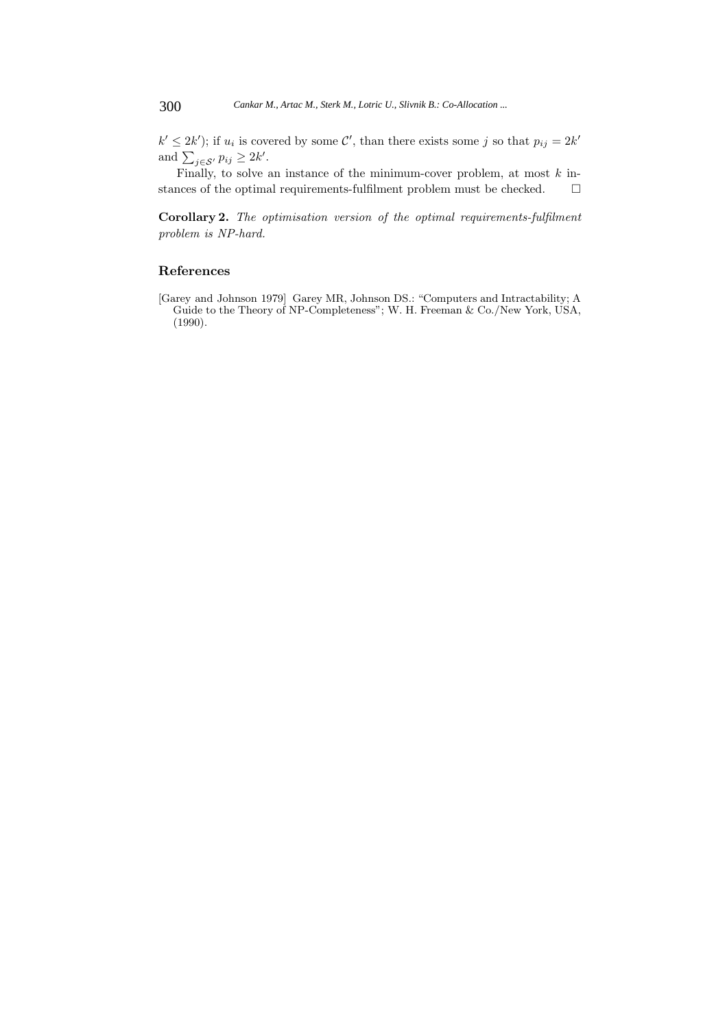$k' \leq 2k'$); if $u_i$ is covered by some $\mathcal{C}'$, than there exists some $j$ so that $p_{ij} = 2k'$ and $\sum_{j \in \mathcal{S}'} p_{ij} \geq 2k'$.

Finally, to solve an instance of the minimum-cover problem, at most $k$ instances of the optimal requirements-fulfilment problem must be checked. $\square$

**Corollary 2.** *The optimisation version of the optimal requirements-fulfilment problem is NP-hard.*

## References

[Garey and Johnson 1979] Garey MR, Johnson DS.: "Computers and Intractability; A Guide to the Theory of NP-Completeness"; W. H. Freeman & Co./New York, USA, (1990).